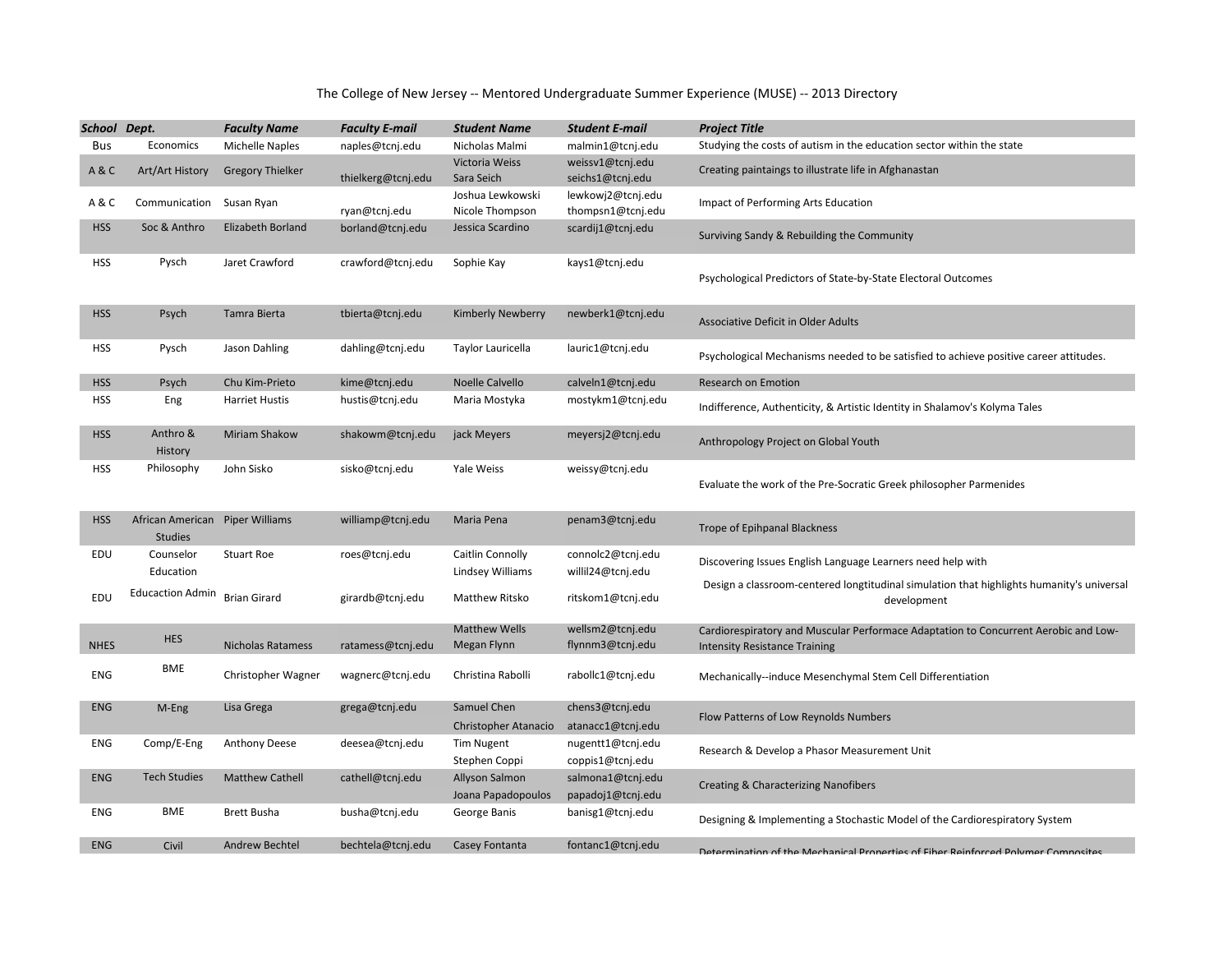The College of New Jersey -- Mentored Undergraduate Summer Experience (MUSE) -- 2013 Directory

| School | Dept. | Faculty Name | Faculty E-mail | Student Name | Student E-mail | Project Title |
|---|---|---|---|---|---|---|
| Bus | Economics | Michelle Naples | naples@tcnj.edu | Nicholas Malmi | malmin1@tcnj.edu | Studying the costs of autism in the education sector within the state |
| A & C | Art/Art History | Gregory Thielker | thielkerg@tcnj.edu | Victoria Weiss<br>Sara Seich | weissv1@tcnj.edu<br>seichs1@tcnj.edu | Creating paintaings to illustrate life in Afghanastan |
| A & C | Communication | Susan Ryan | ryan@tcnj.edu | Joshua Lewkowski<br>Nicole Thompson | lewkowj2@tcnj.edu<br>thompsn1@tcnj.edu | Impact of Performing Arts Education |
| HSS | Soc & Anthro | Elizabeth Borland | borland@tcnj.edu | Jessica Scardino | scardij1@tcnj.edu | Surviving Sandy & Rebuilding the Community |
| HSS | Pysch | Jaret Crawford | crawford@tcnj.edu | Sophie Kay | kays1@tcnj.edu | Psychological Predictors of State-by-State Electoral Outcomes |
| HSS | Psych | Tamra Bierta | tbierta@tcnj.edu | Kimberly Newberry | newberk1@tcnj.edu | Associative Deficit in Older Adults |
| HSS | Pysch | Jason Dahling | dahling@tcnj.edu | Taylor Lauricella | lauric1@tcnj.edu | Psychological Mechanisms needed to be satisfied to achieve positive career attitudes. |
| HSS | Psych | Chu Kim-Prieto | kime@tcnj.edu | Noelle Calvello | calveln1@tcnj.edu | Research on Emotion |
| HSS | Eng | Harriet Hustis | hustis@tcnj.edu | Maria Mostyka | mostykm1@tcnj.edu | Indifference, Authenticity, & Artistic Identity in Shalamov's Kolyma Tales |
| HSS | Anthro & History | Miriam Shakow | shakowm@tcnj.edu | jack Meyers | meyersj2@tcnj.edu | Anthropology Project on Global Youth |
| HSS | Philosophy | John Sisko | sisko@tcnj.edu | Yale Weiss | weissy@tcnj.edu | Evaluate the work of the Pre-Socratic Greek philosopher Parmenides |
| HSS | African American Studies | Piper Williams | williamp@tcnj.edu | Maria Pena | penam3@tcnj.edu | Trope of Epihpanal Blackness |
| EDU | Counselor Education | Stuart Roe | roes@tcnj.edu | Caitlin Connolly<br>Lindsey Williams | connolc2@tcnj.edu<br>willil24@tcnj.edu | Discovering Issues English Language Learners need help with |
| EDU | Educaction Admin | Brian Girard | girardb@tcnj.edu | Matthew Ritsko | ritskom1@tcnj.edu | Design a classroom-centered longtitudinal simulation that highlights humanity's universal development |
| NHES | HES | Nicholas Ratamess | ratamess@tcnj.edu | Matthew Wells<br>Megan Flynn | wellsm2@tcnj.edu<br>flynnm3@tcnj.edu | Cardiorespiratory and Muscular Performace Adaptation to Concurrent Aerobic and Low-Intensity Resistance Training |
| ENG | BME | Christopher Wagner | wagnerc@tcnj.edu | Christina Rabolli | rabollc1@tcnj.edu | Mechanically--induce Mesenchymal Stem Cell Differentiation |
| ENG | M-Eng | Lisa Grega | grega@tcnj.edu | Samuel Chen<br>Christopher Atanacio | chens3@tcnj.edu<br>atanacc1@tcnj.edu | Flow Patterns of Low Reynolds Numbers |
| ENG | Comp/E-Eng | Anthony Deese | deesea@tcnj.edu | Tim Nugent<br>Stephen Coppi | nugentt1@tcnj.edu<br>coppis1@tcnj.edu | Research & Develop a Phasor Measurement Unit |
| ENG | Tech Studies | Matthew Cathell | cathell@tcnj.edu | Allyson Salmon<br>Joana Papadopoulos | salmona1@tcnj.edu<br>papadoj1@tcnj.edu | Creating & Characterizing Nanofibers |
| ENG | BME | Brett Busha | busha@tcnj.edu | George Banis | banisg1@tcnj.edu | Designing & Implementing a Stochastic Model of the Cardiorespiratory System |
| ENG | Civil | Andrew Bechtel | bechtela@tcnj.edu | Casey Fontanta | fontanc1@tcnj.edu | Determination of the Mechanical Properties of Fiber Reinforced Polymer Composites |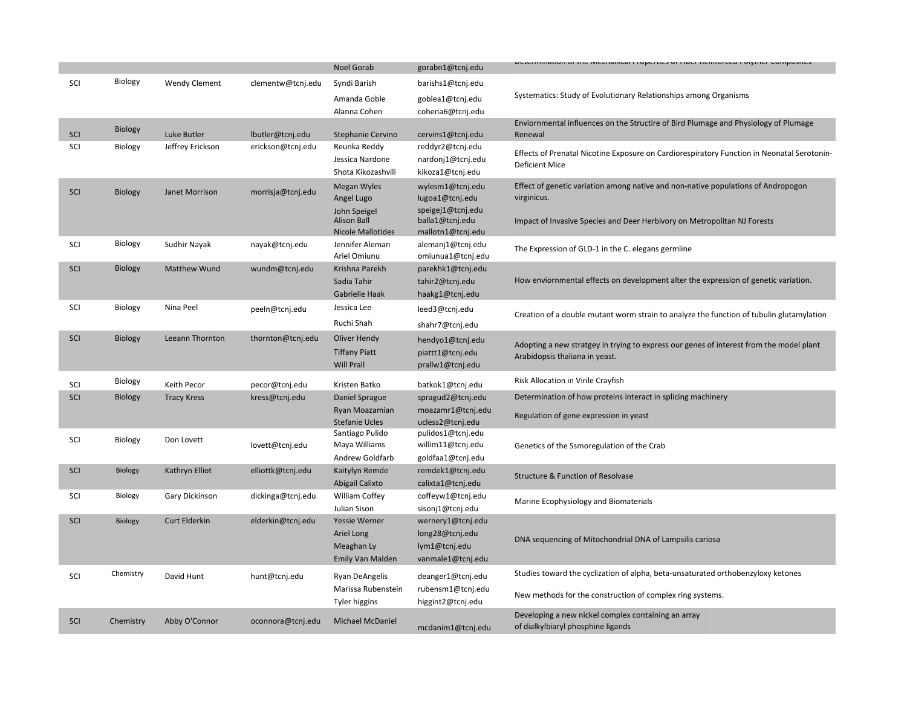| | | | | Noel Gorab | gorabn1@tcnj.edu | Determination of the Mechanical Properties of Fiber Reinforced Polymer Composites |
|---|---|---|---|---|---|---|
| SCI | Biology | Wendy Clement | clementw@tcnj.edu | Syndi Barish<br>Amanda Goble<br>Alanna Cohen | barishs1@tcnj.edu<br>goblea1@tcnj.edu<br>cohena6@tcnj.edu | Systematics: Study of Evolutionary Relationships among Organisms |
| SCI | Biology | Luke Butler | lbutler@tcnj.edu | Stephanie Cervino | cervins1@tcnj.edu | Enviornmental influences on the Structire of Bird Plumage and Physiology of Plumage Renewal |
| SCI | Biology | Jeffrey Erickson | erickson@tcnj.edu | Reunka Reddy<br>Jessica Nardone<br>Shota Kikozashvili | reddyr2@tcnj.edu<br>nardonj1@tcnj.edu<br>kikoza1@tcnj.edu | Effects of Prenatal Nicotine Exposure on Cardiorespiratory Function in Neonatal Serotonin-Deficient Mice |
| SCI | Biology | Janet Morrison | morrisja@tcnj.edu | Megan Wyles<br>Angel Lugo<br>John Speigel<br>Alison Ball<br>Nicole Mallotides | wylesm1@tcnj.edu<br>lugoa1@tcnj.edu<br>speigej1@tcnj.edu<br>balla1@tcnj.edu<br>mallotn1@tcnj.edu | Effect of genetic variation among native and non-native populations of Andropogon virginicus.<br>Impact of Invasive Species and Deer Herbivory on Metropolitan NJ Forests |
| SCI | Biology | Sudhir Nayak | nayak@tcnj.edu | Jennifer Aleman<br>Ariel Omiunu | alemanj1@tcnj.edu<br>omiunua1@tcnj.edu | The Expression of GLD-1 in the C. elegans germline |
| SCI | Biology | Matthew Wund | wundm@tcnj.edu | Krishna Parekh<br>Sadia Tahir<br>Gabrielle Haak | parekhk1@tcnj.edu<br>tahir2@tcnj.edu<br>haakg1@tcnj.edu | How enviornmental effects on development alter the expression of genetic variation. |
| SCI | Biology | Nina Peel | peeln@tcnj.edu | Jessica Lee<br>Ruchi Shah | leed3@tcnj.edu<br>shahr7@tcnj.edu | Creation of a double mutant worm strain to analyze the function of tubulin glutamylation |
| SCI | Biology | Leeann Thornton | thornton@tcnj.edu | Oliver Hendy<br>Tiffany Piatt<br>Will Prall | hendyo1@tcnj.edu<br>piattt1@tcnj.edu<br>prallw1@tcnj.edu | Adopting a new stratgey in trying to express our genes of interest from the model plant Arabidopsis thaliana in yeast. |
| SCI | Biology | Keith Pecor | pecor@tcnj.edu | Kristen Batko | batkok1@tcnj.edu | Risk Allocation in Virile Crayfish |
| SCI | Biology | Tracy Kress | kress@tcnj.edu | Daniel Sprague<br>Ryan Moazamian<br>Stefanie Ucles | spragud2@tcnj.edu<br>moazamr1@tcnj.edu<br>ucless2@tcnj.edu | Determination of how proteins interact in splicing machinery<br>Regulation of gene expression in yeast |
| SCI | Biology | Don Lovett | lovett@tcnj.edu | Santiago Pulido<br>Maya Williams<br>Andrew Goldfarb | pulidos1@tcnj.edu<br>willim11@tcnj.edu<br>goldfaa1@tcnj.edu | Genetics of the Ssmoregulation of the Crab |
| SCI | Biology | Kathryn Elliot | elliottk@tcnj.edu | Kaitylyn Remde<br>Abigail Calixto | remdek1@tcnj.edu<br>calixta1@tcnj.edu | Structure & Function of Resolvase |
| SCI | Biology | Gary Dickinson | dickinga@tcnj.edu | William Coffey<br>Julian Sison | coffeyw1@tcnj.edu<br>sisonj1@tcnj.edu | Marine Ecophysiology and Biomaterials |
| SCI | Biology | Curt Elderkin | elderkin@tcnj.edu | Yessie Werner<br>Ariel Long<br>Meaghan Ly<br>Emily Van Malden | wernery1@tcnj.edu<br>long28@tcnj.edu<br>lym1@tcnj.edu<br>vanmale1@tcnj.edu | DNA sequencing of Mitochondrial DNA of Lampsilis cariosa |
| SCI | Chemistry | David Hunt | hunt@tcnj.edu | Ryan DeAngelis<br>Marissa Rubenstein<br>Tyler higgins | deanger1@tcnj.edu<br>rubensm1@tcnj.edu<br>higgint2@tcnj.edu | Studies toward the cyclization of alpha, beta-unsaturated orthobenzyloxy ketones<br>New methods for the construction of complex ring systems. |
| SCI | Chemistry | Abby O'Connor | oconnora@tcnj.edu | Michael McDaniel | mcdanim1@tcnj.edu | Developing a new nickel complex containing an array of dialkylbiaryl phosphine ligands |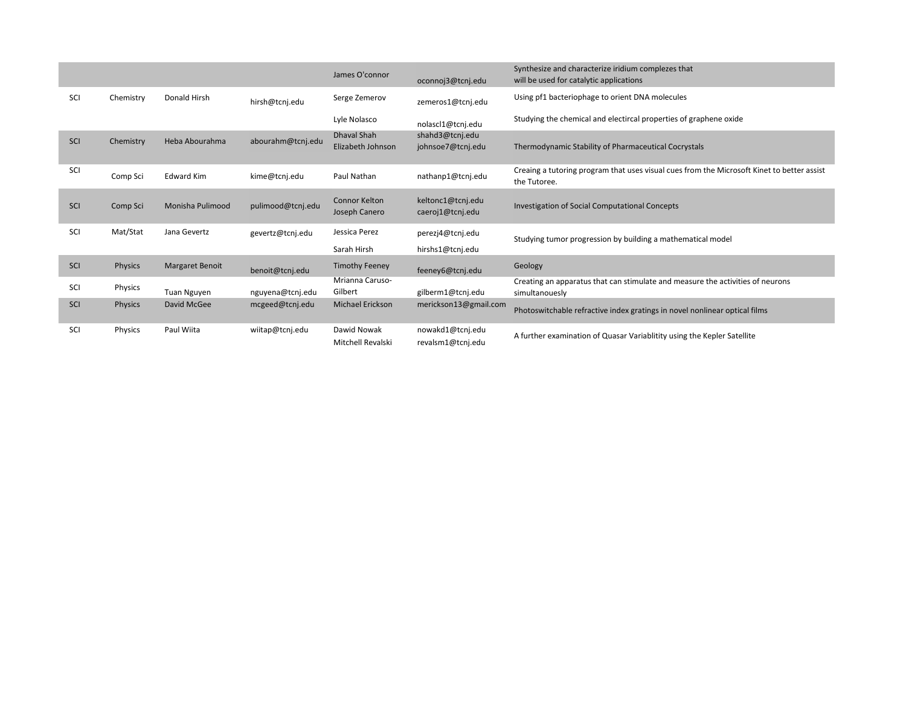| | | | | | | |
|---|---|---|---|---|---|---|
| | | | | James O'connor | oconnoj3@tcnj.edu | Synthesize and characterize iridium complezes that will be used for catalytic applications |
| SCI | Chemistry | Donald Hirsh | hirsh@tcnj.edu | Serge Zemerov | zemeros1@tcnj.edu | Using pf1 bacteriophage to orient DNA molecules |
| | | | | Lyle Nolasco | nolascl1@tcnj.edu | Studying the chemical and electircal properties of graphene oxide |
| SCI | Chemistry | Heba Abourahma | abourahm@tcnj.edu | Dhaval Shah<br>Elizabeth Johnson | shahd3@tcnj.edu<br>johnsoe7@tcnj.edu | Thermodynamic Stability of Pharmaceutical Cocrystals |
| SCI | Comp Sci | Edward Kim | kime@tcnj.edu | Paul Nathan | nathanp1@tcnj.edu | Creaing a tutoring program that uses visual cues from the Microsoft Kinet to better assist the Tutoree. |
| SCI | Comp Sci | Monisha Pulimood | pulimood@tcnj.edu | Connor Kelton<br>Joseph Canero | keltonc1@tcnj.edu<br>caeroj1@tcnj.edu | Investigation of Social Computational Concepts |
| SCI | Mat/Stat | Jana Gevertz | gevertz@tcnj.edu | Jessica Perez<br>Sarah Hirsh | perezj4@tcnj.edu<br>hirshs1@tcnj.edu | Studying tumor progression by building a mathematical model |
| SCI | Physics | Margaret Benoit | benoit@tcnj.edu | Timothy Feeney | feeney6@tcnj.edu | Geology |
| SCI | Physics | Tuan Nguyen | nguyena@tcnj.edu | Mrianna Caruso-Gilbert | gilberm1@tcnj.edu | Creating an apparatus that can stimulate and measure the activities of neurons simultanouesly |
| SCI | Physics | David McGee | mcgeed@tcnj.edu | Michael Erickson | merickson13@gmail.com | Photoswitchable refractive index gratings in novel nonlinear optical films |
| SCI | Physics | Paul Wiita | wiitap@tcnj.edu | Dawid Nowak<br>Mitchell Revalski | nowakd1@tcnj.edu<br>revalsm1@tcnj.edu | A further examination of Quasar Variablitity using the Kepler Satellite |